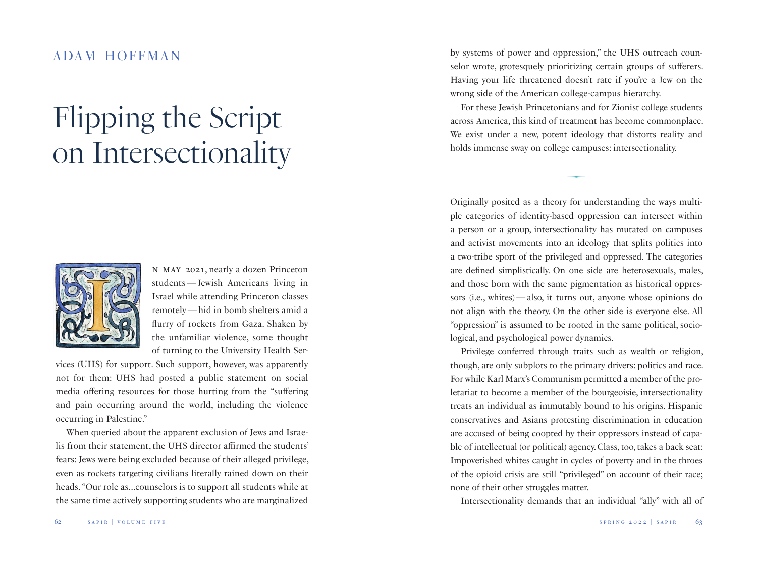ADAM HOFFMAN

# Flipping the Script on Intersectionality

In May 2021, nearly a dozen Princeton students — Jewish Americans living in Israel while attending Princeton classes remotely — hid in bomb shelters amid a flurry of rockets from Gaza. Shaken by the unfamiliar violence, some thought of turning to the University Health Services (UHS) for support. Such support, however, was apparently not for them: UHS had posted a public statement on social media offering resources for those hurting from the "suffering and pain occurring around the world, including the violence occurring in Palestine."

When queried about the apparent exclusion of Jews and Israelis from their statement, the UHS director affirmed the students' fears: Jews were being excluded because of their alleged privilege, even as rockets targeting civilians literally rained down on their heads. "Our role as...counselors is to support all students while at the same time actively supporting students who are marginalized by systems of power and oppression," the UHS outreach counselor wrote, grotesquely prioritizing certain groups of sufferers. Having your life threatened doesn't rate if you're a Jew on the wrong side of the American college-campus hierarchy.

For these Jewish Princetonians and for Zionist college students across America, this kind of treatment has become commonplace. We exist under a new, potent ideology that distorts reality and holds immense sway on college campuses: intersectionality.

---

Originally posited as a theory for understanding the ways multiple categories of identity-based oppression can intersect within a person or a group, intersectionality has mutated on campuses and activist movements into an ideology that splits politics into a two-tribe sport of the privileged and oppressed. The categories are defined simplistically. On one side are heterosexuals, males, and those born with the same pigmentation as historical oppressors (i.e., whites) — also, it turns out, anyone whose opinions do not align with the theory. On the other side is everyone else. All "oppression" is assumed to be rooted in the same political, sociological, and psychological power dynamics.

Privilege conferred through traits such as wealth or religion, though, are only subplots to the primary drivers: politics and race. For while Karl Marx's Communism permitted a member of the proletariat to become a member of the bourgeoisie, intersectionality treats an individual as immutably bound to his origins. Hispanic conservatives and Asians protesting discrimination in education are accused of being coopted by their oppressors instead of capable of intellectual (or political) agency. Class, too, takes a back seat: Impoverished whites caught in cycles of poverty and in the throes of the opioid crisis are still "privileged" on account of their race; none of their other struggles matter.

Intersectionality demands that an individual "ally" with all of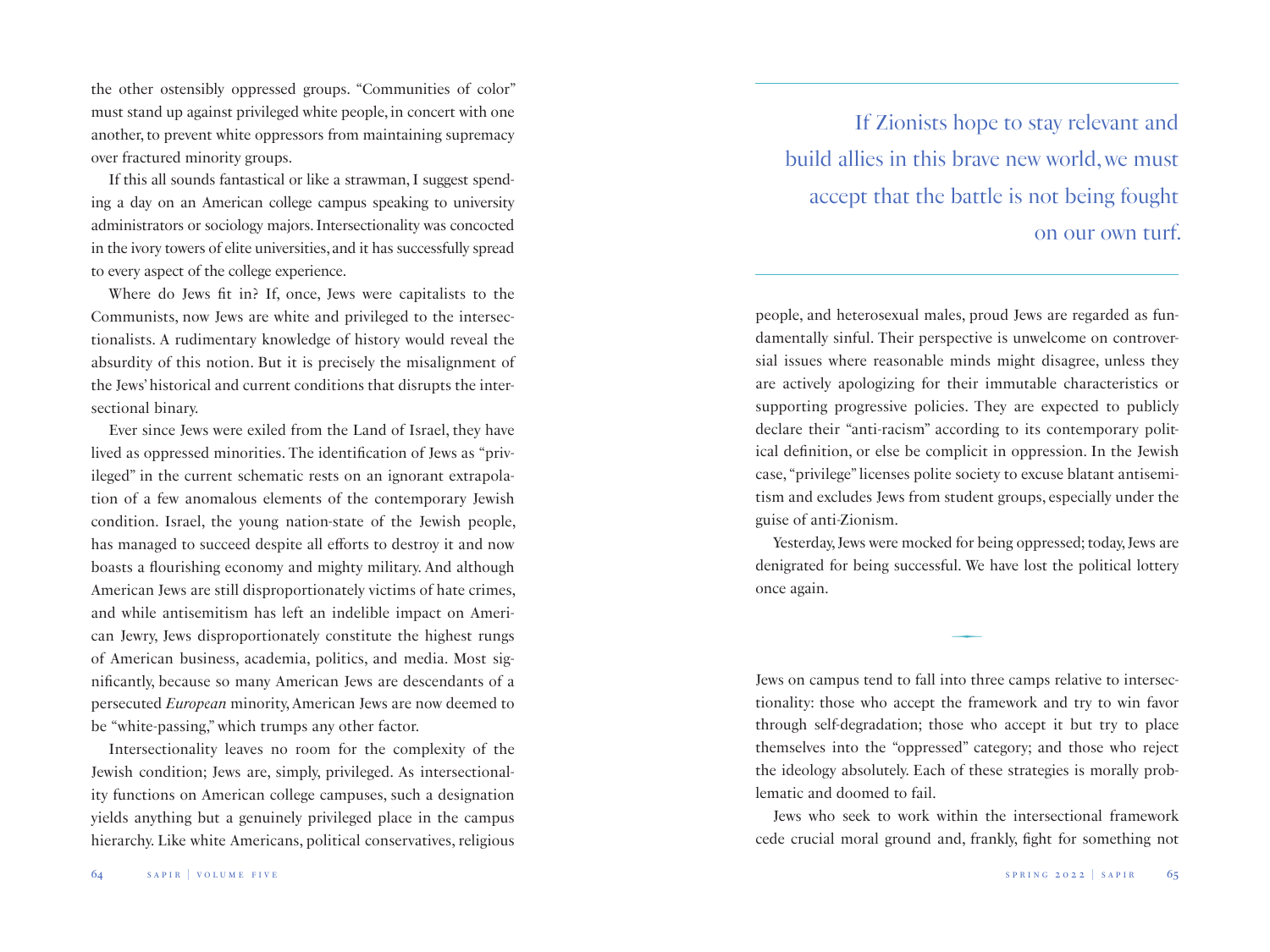the other ostensibly oppressed groups. "Communities of color" must stand up against privileged white people, in concert with one another, to prevent white oppressors from maintaining supremacy over fractured minority groups.

If this all sounds fantastical or like a strawman, I suggest spending a day on an American college campus speaking to university administrators or sociology majors. Intersectionality was concocted in the ivory towers of elite universities, and it has successfully spread to every aspect of the college experience.

Where do Jews fit in? If, once, Jews were capitalists to the Communists, now Jews are white and privileged to the intersectionalists. A rudimentary knowledge of history would reveal the absurdity of this notion. But it is precisely the misalignment of the Jews' historical and current conditions that disrupts the intersectional binary.

Ever since Jews were exiled from the Land of Israel, they have lived as oppressed minorities. The identification of Jews as "privileged" in the current schematic rests on an ignorant extrapolation of a few anomalous elements of the contemporary Jewish condition. Israel, the young nation-state of the Jewish people, has managed to succeed despite all efforts to destroy it and now boasts a flourishing economy and mighty military. And although American Jews are still disproportionately victims of hate crimes, and while antisemitism has left an indelible impact on American Jewry, Jews disproportionately constitute the highest rungs of American business, academia, politics, and media. Most significantly, because so many American Jews are descendants of a persecuted *European* minority, American Jews are now deemed to be "white-passing," which trumps any other factor.

Intersectionality leaves no room for the complexity of the Jewish condition; Jews are, simply, privileged. As intersectionality functions on American college campuses, such a designation yields anything but a genuinely privileged place in the campus hierarchy. Like white Americans, political conservatives, religious people, and heterosexual males, proud Jews are regarded as fundamentally sinful. Their perspective is unwelcome on controversial issues where reasonable minds might disagree, unless they are actively apologizing for their immutable characteristics or supporting progressive policies. They are expected to publicly declare their "anti-racism" according to its contemporary political definition, or else be complicit in oppression. In the Jewish case, "privilege" licenses polite society to excuse blatant antisemitism and excludes Jews from student groups, especially under the guise of anti-Zionism.

> If Zionists hope to stay relevant and build allies in this brave new world, we must accept that the battle is not being fought on our own turf.

Yesterday, Jews were mocked for being oppressed; today, Jews are denigrated for being successful. We have lost the political lottery once again.

Jews on campus tend to fall into three camps relative to intersectionality: those who accept the framework and try to win favor through self-degradation; those who accept it but try to place themselves into the "oppressed" category; and those who reject the ideology absolutely. Each of these strategies is morally problematic and doomed to fail.

Jews who seek to work within the intersectional framework cede crucial moral ground and, frankly, fight for something not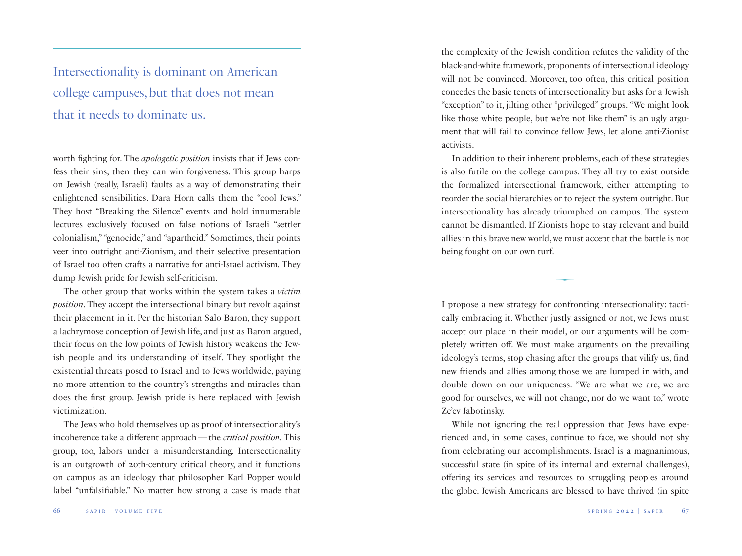> Intersectionality is dominant on American college campuses, but that does not mean that it needs to dominate us.

worth fighting for. The *apologetic position* insists that if Jews confess their sins, then they can win forgiveness. This group harps on Jewish (really, Israeli) faults as a way of demonstrating their enlightened sensibilities. Dara Horn calls them the "cool Jews." They host "Breaking the Silence" events and hold innumerable lectures exclusively focused on false notions of Israeli "settler colonialism," "genocide," and "apartheid." Sometimes, their points veer into outright anti-Zionism, and their selective presentation of Israel too often crafts a narrative for anti-Israel activism. They dump Jewish pride for Jewish self-criticism.

The other group that works within the system takes a *victim position*. They accept the intersectional binary but revolt against their placement in it. Per the historian Salo Baron, they support a lachrymose conception of Jewish life, and just as Baron argued, their focus on the low points of Jewish history weakens the Jewish people and its understanding of itself. They spotlight the existential threats posed to Israel and to Jews worldwide, paying no more attention to the country's strengths and miracles than does the first group. Jewish pride is here replaced with Jewish victimization.

The Jews who hold themselves up as proof of intersectionality's incoherence take a different approach — the *critical position*. This group, too, labors under a misunderstanding. Intersectionality is an outgrowth of 20th-century critical theory, and it functions on campus as an ideology that philosopher Karl Popper would label "unfalsifiable." No matter how strong a case is made that the complexity of the Jewish condition refutes the validity of the black-and-white framework, proponents of intersectional ideology will not be convinced. Moreover, too often, this critical position concedes the basic tenets of intersectionality but asks for a Jewish "exception" to it, jilting other "privileged" groups. "We might look like those white people, but we're not like them" is an ugly argument that will fail to convince fellow Jews, let alone anti-Zionist activists.

In addition to their inherent problems, each of these strategies is also futile on the college campus. They all try to exist outside the formalized intersectional framework, either attempting to reorder the social hierarchies or to reject the system outright. But intersectionality has already triumphed on campus. The system cannot be dismantled. If Zionists hope to stay relevant and build allies in this brave new world, we must accept that the battle is not being fought on our own turf.

---

I propose a new strategy for confronting intersectionality: tactically embracing it. Whether justly assigned or not, we Jews must accept our place in their model, or our arguments will be completely written off. We must make arguments on the prevailing ideology's terms, stop chasing after the groups that vilify us, find new friends and allies among those we are lumped in with, and double down on our uniqueness. "We are what we are, we are good for ourselves, we will not change, nor do we want to," wrote Ze'ev Jabotinsky.

While not ignoring the real oppression that Jews have experienced and, in some cases, continue to face, we should not shy from celebrating our accomplishments. Israel is a magnanimous, successful state (in spite of its internal and external challenges), offering its services and resources to struggling peoples around the globe. Jewish Americans are blessed to have thrived (in spite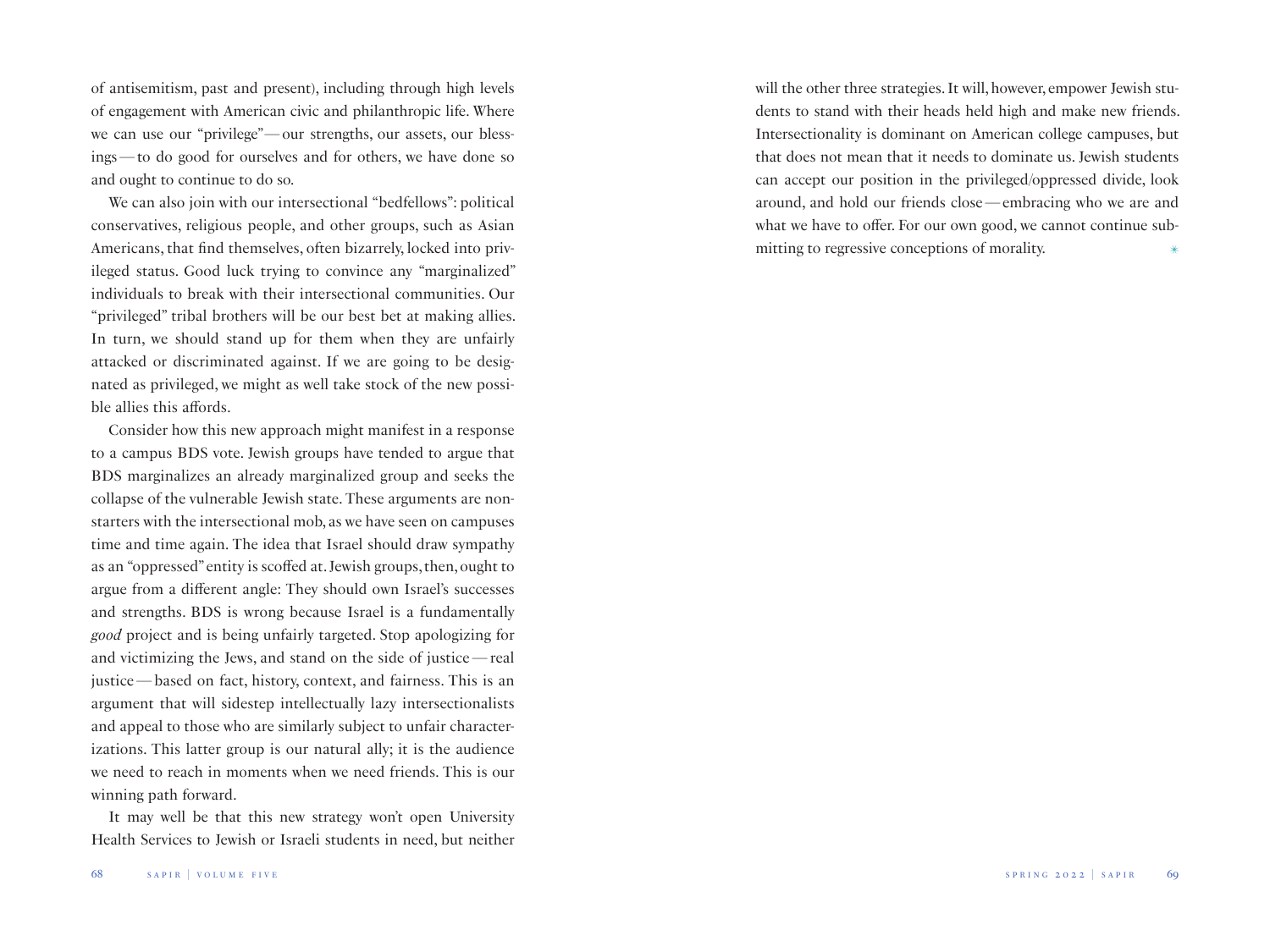of antisemitism, past and present), including through high levels of engagement with American civic and philanthropic life. Where we can use our "privilege" — our strengths, our assets, our blessings — to do good for ourselves and for others, we have done so and ought to continue to do so.

We can also join with our intersectional "bedfellows": political conservatives, religious people, and other groups, such as Asian Americans, that find themselves, often bizarrely, locked into privileged status. Good luck trying to convince any "marginalized" individuals to break with their intersectional communities. Our "privileged" tribal brothers will be our best bet at making allies. In turn, we should stand up for them when they are unfairly attacked or discriminated against. If we are going to be designated as privileged, we might as well take stock of the new possible allies this affords.

Consider how this new approach might manifest in a response to a campus BDS vote. Jewish groups have tended to argue that BDS marginalizes an already marginalized group and seeks the collapse of the vulnerable Jewish state. These arguments are nonstarters with the intersectional mob, as we have seen on campuses time and time again. The idea that Israel should draw sympathy as an "oppressed" entity is scoffed at. Jewish groups, then, ought to argue from a different angle: They should own Israel's successes and strengths. BDS is wrong because Israel is a fundamentally *good* project and is being unfairly targeted. Stop apologizing for and victimizing the Jews, and stand on the side of justice — real justice — based on fact, history, context, and fairness. This is an argument that will sidestep intellectually lazy intersectionalists and appeal to those who are similarly subject to unfair characterizations. This latter group is our natural ally; it is the audience we need to reach in moments when we need friends. This is our winning path forward.

It may well be that this new strategy won't open University Health Services to Jewish or Israeli students in need, but neither will the other three strategies. It will, however, empower Jewish students to stand with their heads held high and make new friends. Intersectionality is dominant on American college campuses, but that does not mean that it needs to dominate us. Jewish students can accept our position in the privileged/oppressed divide, look around, and hold our friends close — embracing who we are and what we have to offer. For our own good, we cannot continue submitting to regressive conceptions of morality.